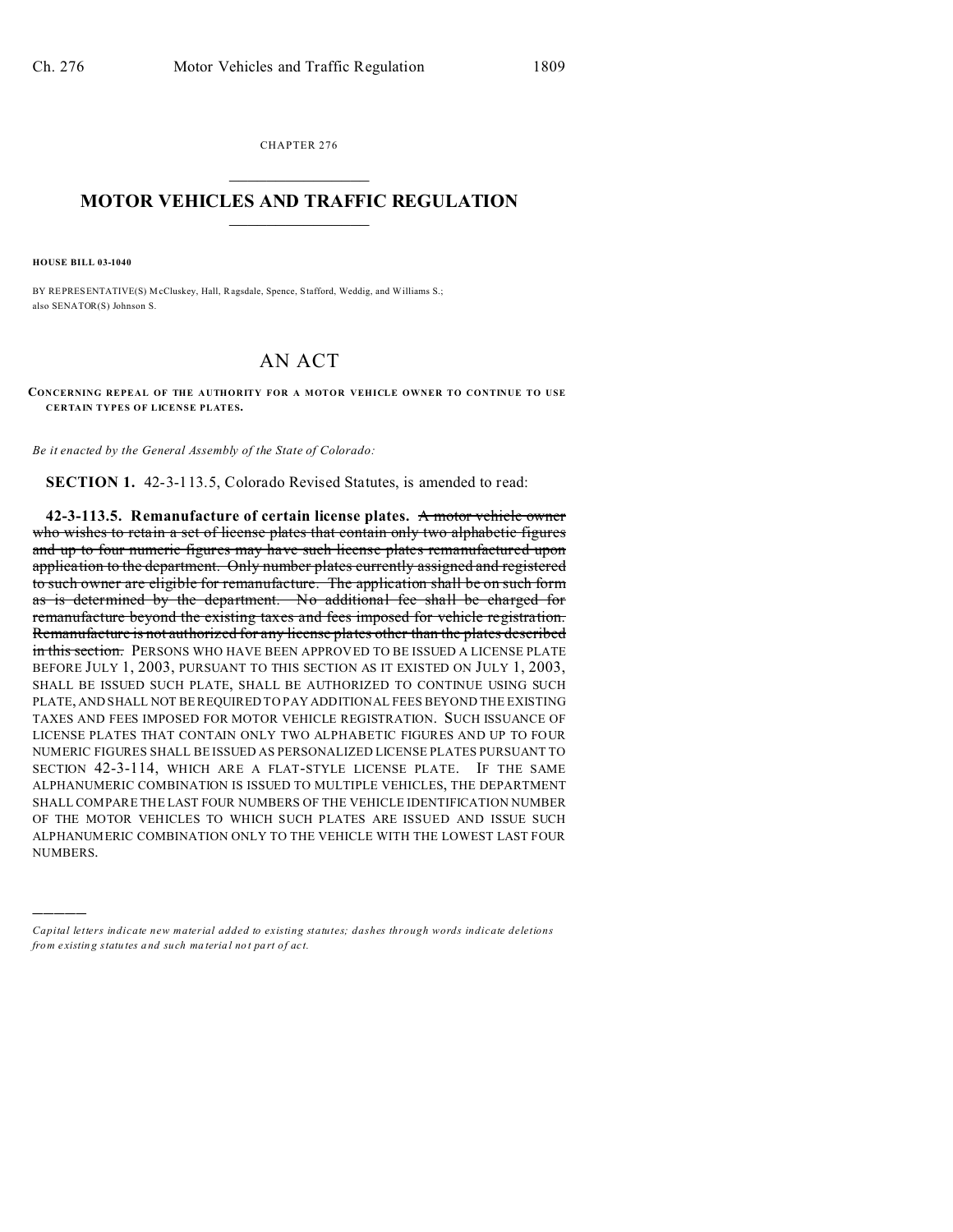CHAPTER 276

# MOTOR VEHICLES AND TRAFFIC REGULATION

**HOUSE BILL 03-1040**

BY REPRESENTATIVE(S) McCluskey, Hall, Ragsdale, Spence, Stafford, Weddig, and Williams S.;
also SENATOR(S) Johnson S.

# AN ACT

**CONCERNING REPEAL OF THE AUTHORITY FOR A MOTOR VEHICLE OWNER TO CONTINUE TO USE CERTAIN TYPES OF LICENSE PLATES.**

*Be it enacted by the General Assembly of the State of Colorado:*

**SECTION 1.** 42-3-113.5, Colorado Revised Statutes, is amended to read:

**42-3-113.5. Remanufacture of certain license plates.** ~~A motor vehicle owner who wishes to retain a set of license plates that contain only two alphabetic figures and up to four numeric figures may have such license plates remanufactured upon application to the department. Only number plates currently assigned and registered to such owner are eligible for remanufacture. The application shall be on such form as is determined by the department. No additional fee shall be charged for remanufacture beyond the existing taxes and fees imposed for vehicle registration. Remanufacture is not authorized for any license plates other than the plates described in this section.~~ PERSONS WHO HAVE BEEN APPROVED TO BE ISSUED A LICENSE PLATE BEFORE JULY 1, 2003, PURSUANT TO THIS SECTION AS IT EXISTED ON JULY 1, 2003, SHALL BE ISSUED SUCH PLATE, SHALL BE AUTHORIZED TO CONTINUE USING SUCH PLATE, AND SHALL NOT BE REQUIRED TO PAY ADDITIONAL FEES BEYOND THE EXISTING TAXES AND FEES IMPOSED FOR MOTOR VEHICLE REGISTRATION. SUCH ISSUANCE OF LICENSE PLATES THAT CONTAIN ONLY TWO ALPHABETIC FIGURES AND UP TO FOUR NUMERIC FIGURES SHALL BE ISSUED AS PERSONALIZED LICENSE PLATES PURSUANT TO SECTION 42-3-114, WHICH ARE A FLAT-STYLE LICENSE PLATE. IF THE SAME ALPHANUMERIC COMBINATION IS ISSUED TO MULTIPLE VEHICLES, THE DEPARTMENT SHALL COMPARE THE LAST FOUR NUMBERS OF THE VEHICLE IDENTIFICATION NUMBER OF THE MOTOR VEHICLES TO WHICH SUCH PLATES ARE ISSUED AND ISSUE SUCH ALPHANUMERIC COMBINATION ONLY TO THE VEHICLE WITH THE LOWEST LAST FOUR NUMBERS.

---

*Capital letters indicate new material added to existing statutes; dashes through words indicate deletions from existing statutes and such material not part of act.*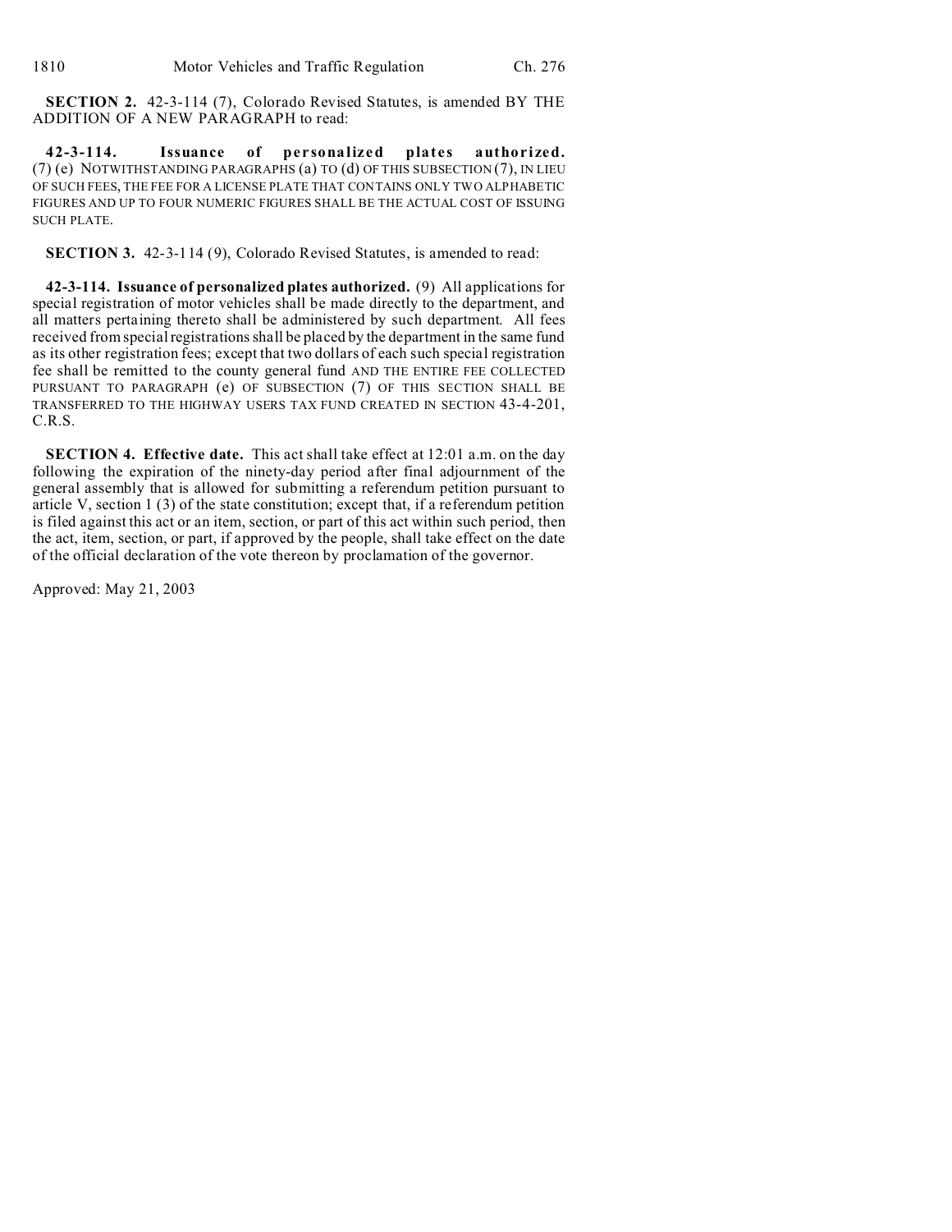**SECTION 2.** 42-3-114 (7), Colorado Revised Statutes, is amended BY THE ADDITION OF A NEW PARAGRAPH to read:

**42-3-114. Issuance of personalized plates authorized.** (7) (e) NOTWITHSTANDING PARAGRAPHS (a) TO (d) OF THIS SUBSECTION (7), IN LIEU OF SUCH FEES, THE FEE FOR A LICENSE PLATE THAT CONTAINS ONLY TWO ALPHABETIC FIGURES AND UP TO FOUR NUMERIC FIGURES SHALL BE THE ACTUAL COST OF ISSUING SUCH PLATE.

**SECTION 3.** 42-3-114 (9), Colorado Revised Statutes, is amended to read:

**42-3-114. Issuance of personalized plates authorized.** (9) All applications for special registration of motor vehicles shall be made directly to the department, and all matters pertaining thereto shall be administered by such department. All fees received from special registrations shall be placed by the department in the same fund as its other registration fees; except that two dollars of each such special registration fee shall be remitted to the county general fund AND THE ENTIRE FEE COLLECTED PURSUANT TO PARAGRAPH (e) OF SUBSECTION (7) OF THIS SECTION SHALL BE TRANSFERRED TO THE HIGHWAY USERS TAX FUND CREATED IN SECTION 43-4-201, C.R.S.

**SECTION 4. Effective date.** This act shall take effect at 12:01 a.m. on the day following the expiration of the ninety-day period after final adjournment of the general assembly that is allowed for submitting a referendum petition pursuant to article V, section 1 (3) of the state constitution; except that, if a referendum petition is filed against this act or an item, section, or part of this act within such period, then the act, item, section, or part, if approved by the people, shall take effect on the date of the official declaration of the vote thereon by proclamation of the governor.

Approved: May 21, 2003